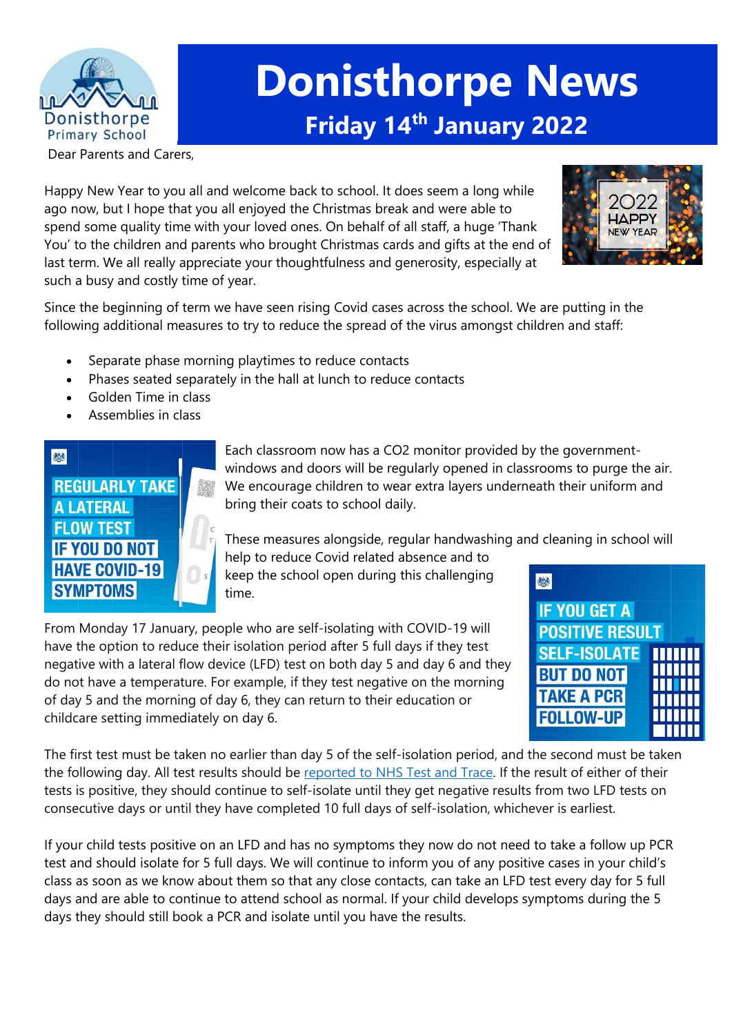# Donisthorpe News

## Friday 14th January 2022

Dear Parents and Carers,

Happy New Year to you all and welcome back to school. It does seem a long while ago now, but I hope that you all enjoyed the Christmas break and were able to spend some quality time with your loved ones. On behalf of all staff, a huge 'Thank You' to the children and parents who brought Christmas cards and gifts at the end of last term. We all really appreciate your thoughtfulness and generosity, especially at such a busy and costly time of year.

Since the beginning of term we have seen rising Covid cases across the school. We are putting in the following additional measures to try to reduce the spread of the virus amongst children and staff:

- Separate phase morning playtimes to reduce contacts
- Phases seated separately in the hall at lunch to reduce contacts
- Golden Time in class
- Assemblies in class

Each classroom now has a $CO_2$ monitor provided by the government- windows and doors will be regularly opened in classrooms to purge the air. We encourage children to wear extra layers underneath their uniform and bring their coats to school daily.

These measures alongside, regular handwashing and cleaning in school will help to reduce Covid related absence and to keep the school open during this challenging time.

From Monday 17 January, people who are self-isolating with COVID-19 will have the option to reduce their isolation period after 5 full days if they test negative with a lateral flow device (LFD) test on both day 5 and day 6 and they do not have a temperature. For example, if they test negative on the morning of day 5 and the morning of day 6, they can return to their education or childcare setting immediately on day 6.

The first test must be taken no earlier than day 5 of the self-isolation period, and the second must be taken the following day. All test results should be reported to NHS Test and Trace. If the result of either of their tests is positive, they should continue to self-isolate until they get negative results from two LFD tests on consecutive days or until they have completed 10 full days of self-isolation, whichever is earliest.

If your child tests positive on an LFD and has no symptoms they now do not need to take a follow up PCR test and should isolate for 5 full days. We will continue to inform you of any positive cases in your child's class as soon as we know about them so that any close contacts, can take an LFD test every day for 5 full days and are able to continue to attend school as normal. If your child develops symptoms during the 5 days they should still book a PCR and isolate until you have the results.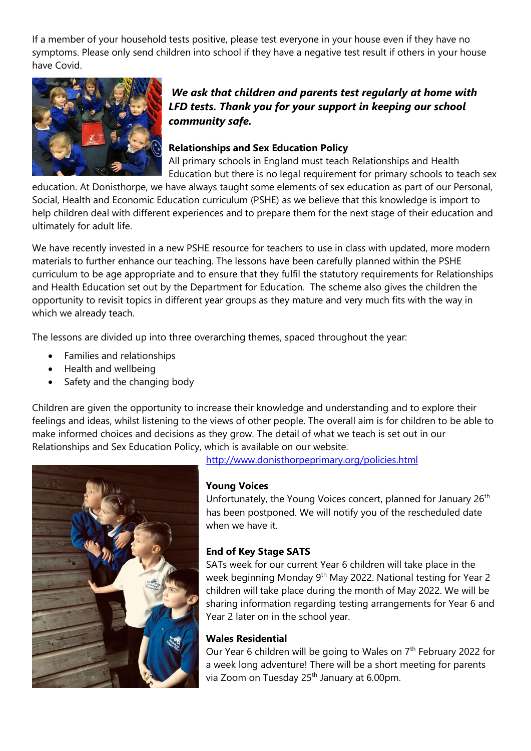If a member of your household tests positive, please test everyone in your house even if they have no symptoms. Please only send children into school if they have a negative test result if others in your house have Covid.

***We ask that children and parents test regularly at home with LFD tests. Thank you for your support in keeping our school community safe.***

**Relationships and Sex Education Policy**

All primary schools in England must teach Relationships and Health Education but there is no legal requirement for primary schools to teach sex education. At Donisthorpe, we have always taught some elements of sex education as part of our Personal, Social, Health and Economic Education curriculum (PSHE) as we believe that this knowledge is import to help children deal with different experiences and to prepare them for the next stage of their education and ultimately for adult life.

We have recently invested in a new PSHE resource for teachers to use in class with updated, more modern materials to further enhance our teaching. The lessons have been carefully planned within the PSHE curriculum to be age appropriate and to ensure that they fulfil the statutory requirements for Relationships and Health Education set out by the Department for Education. The scheme also gives the children the opportunity to revisit topics in different year groups as they mature and very much fits with the way in which we already teach.

The lessons are divided up into three overarching themes, spaced throughout the year:

- Families and relationships
- Health and wellbeing
- Safety and the changing body

Children are given the opportunity to increase their knowledge and understanding and to explore their feelings and ideas, whilst listening to the views of other people. The overall aim is for children to be able to make informed choices and decisions as they grow. The detail of what we teach is set out in our Relationships and Sex Education Policy, which is available on our website.

http://www.donisthorpeprimary.org/policies.html

**Young Voices**

Unfortunately, the Young Voices concert, planned for January 26th has been postponed. We will notify you of the rescheduled date when we have it.

**End of Key Stage SATS**

SATs week for our current Year 6 children will take place in the week beginning Monday 9th May 2022. National testing for Year 2 children will take place during the month of May 2022. We will be sharing information regarding testing arrangements for Year 6 and Year 2 later on in the school year.

**Wales Residential**

Our Year 6 children will be going to Wales on 7th February 2022 for a week long adventure! There will be a short meeting for parents via Zoom on Tuesday 25th January at 6.00pm.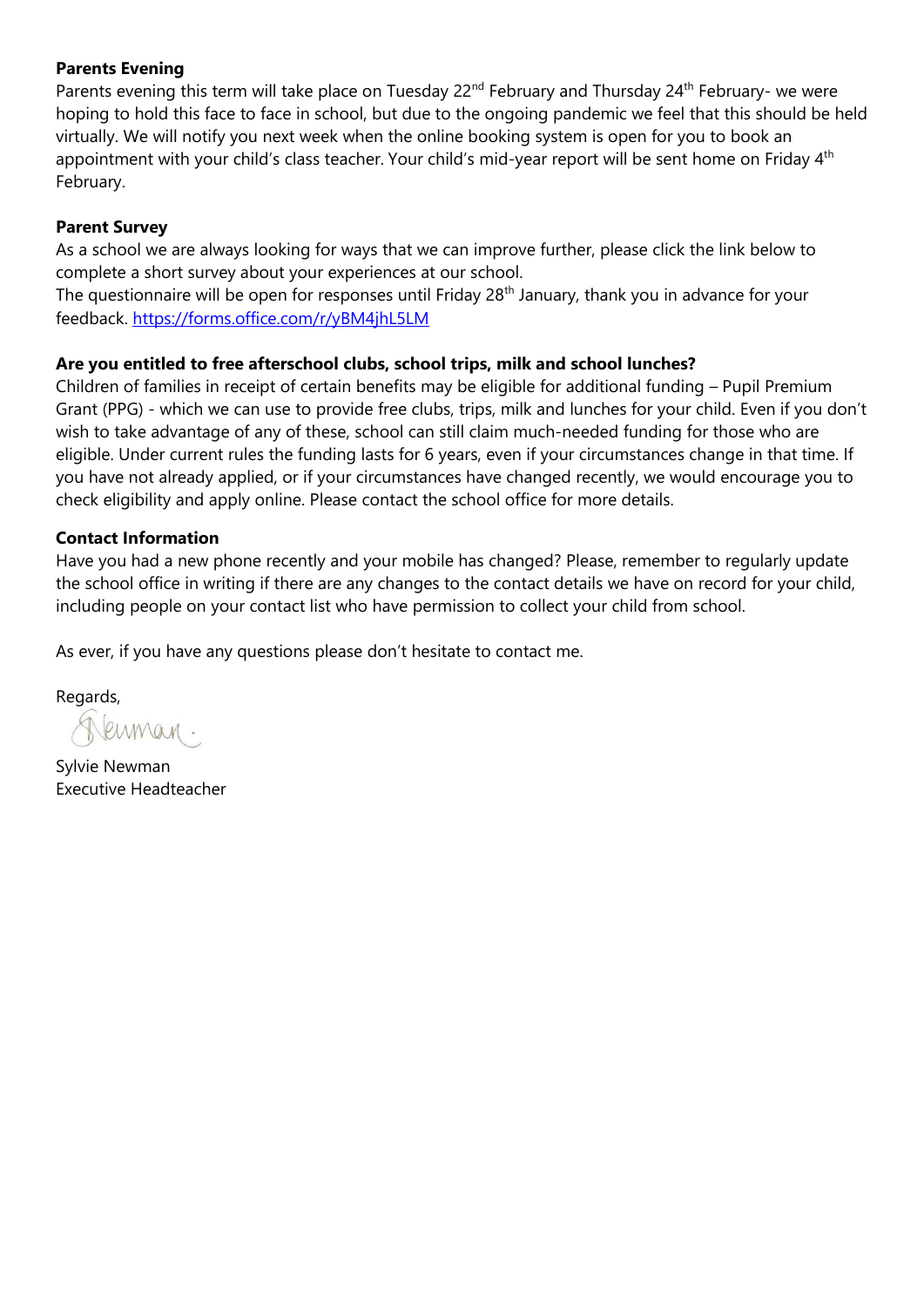**Parents Evening**

Parents evening this term will take place on Tuesday 22nd February and Thursday 24th February- we were hoping to hold this face to face in school, but due to the ongoing pandemic we feel that this should be held virtually. We will notify you next week when the online booking system is open for you to book an appointment with your child's class teacher. Your child's mid-year report will be sent home on Friday 4th February.

**Parent Survey**

As a school we are always looking for ways that we can improve further, please click the link below to complete a short survey about your experiences at our school.
The questionnaire will be open for responses until Friday 28th January, thank you in advance for your feedback. https://forms.office.com/r/yBM4jhL5LM

**Are you entitled to free afterschool clubs, school trips, milk and school lunches?**

Children of families in receipt of certain benefits may be eligible for additional funding – Pupil Premium Grant (PPG) - which we can use to provide free clubs, trips, milk and lunches for your child. Even if you don't wish to take advantage of any of these, school can still claim much-needed funding for those who are eligible. Under current rules the funding lasts for 6 years, even if your circumstances change in that time. If you have not already applied, or if your circumstances have changed recently, we would encourage you to check eligibility and apply online. Please contact the school office for more details.

**Contact Information**

Have you had a new phone recently and your mobile has changed? Please, remember to regularly update the school office in writing if there are any changes to the contact details we have on record for your child, including people on your contact list who have permission to collect your child from school.

As ever, if you have any questions please don't hesitate to contact me.

Regards,

Newman.

Sylvie Newman
Executive Headteacher